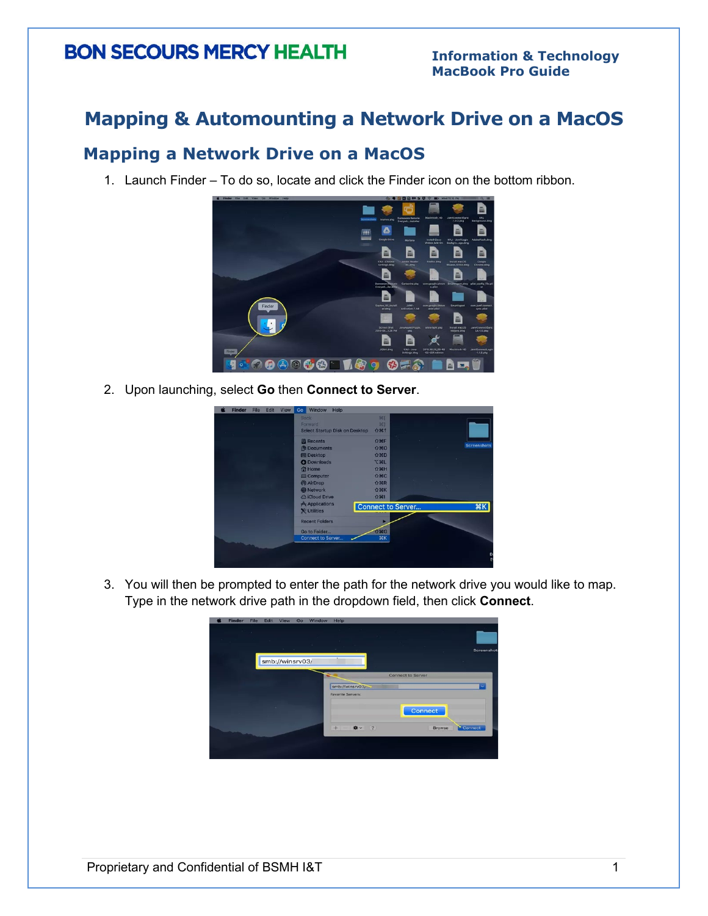# Mapping & Automounting a Network Drive on a MacOS

## Mapping a Network Drive on a MacOS

1. Launch Finder – To do so, locate and click the Finder icon on the bottom ribbon.

2. Upon launching, select **Go** then **Connect to Server**.

3. You will then be prompted to enter the path for the network drive you would like to map. Type in the network drive path in the dropdown field, then click **Connect**.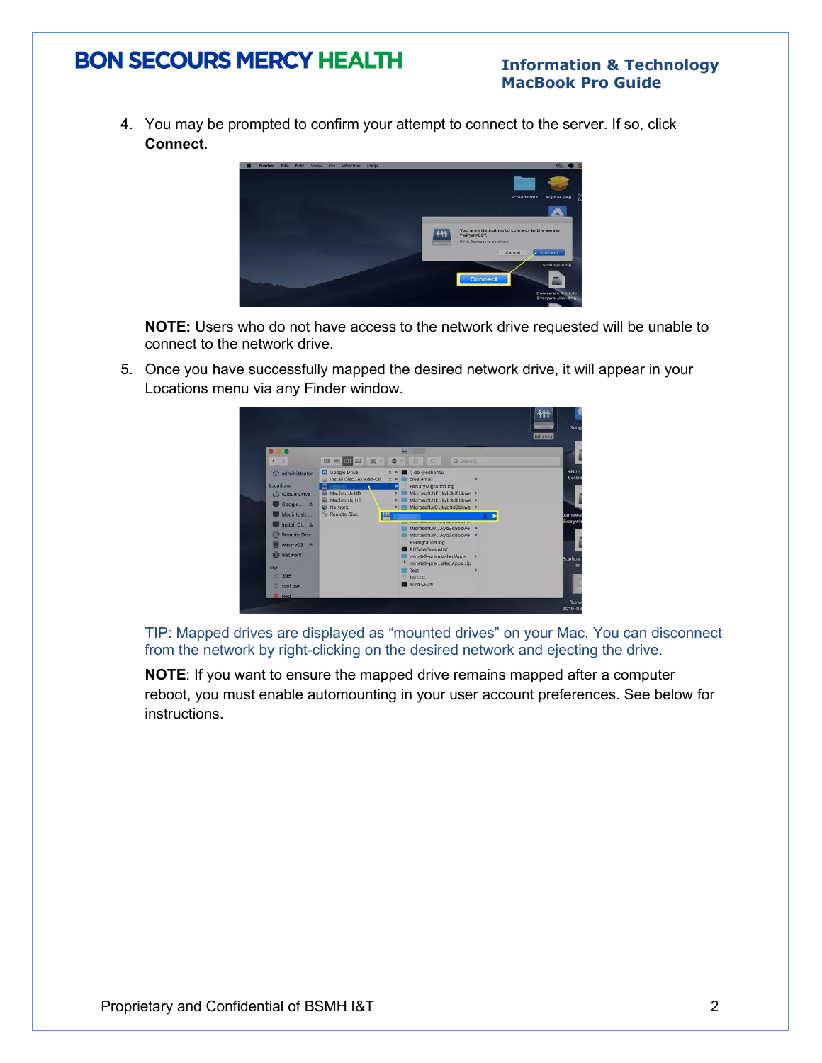4. You may be prompted to confirm your attempt to connect to the server. If so, click **Connect**.

   **NOTE:** Users who do not have access to the network drive requested will be unable to connect to the network drive.

5. Once you have successfully mapped the desired network drive, it will appear in your Locations menu via any Finder window.

   TIP: Mapped drives are displayed as "mounted drives" on your Mac. You can disconnect from the network by right-clicking on the desired network and ejecting the drive.

   **NOTE**: If you want to ensure the mapped drive remains mapped after a computer reboot, you must enable automounting in your user account preferences. See below for instructions.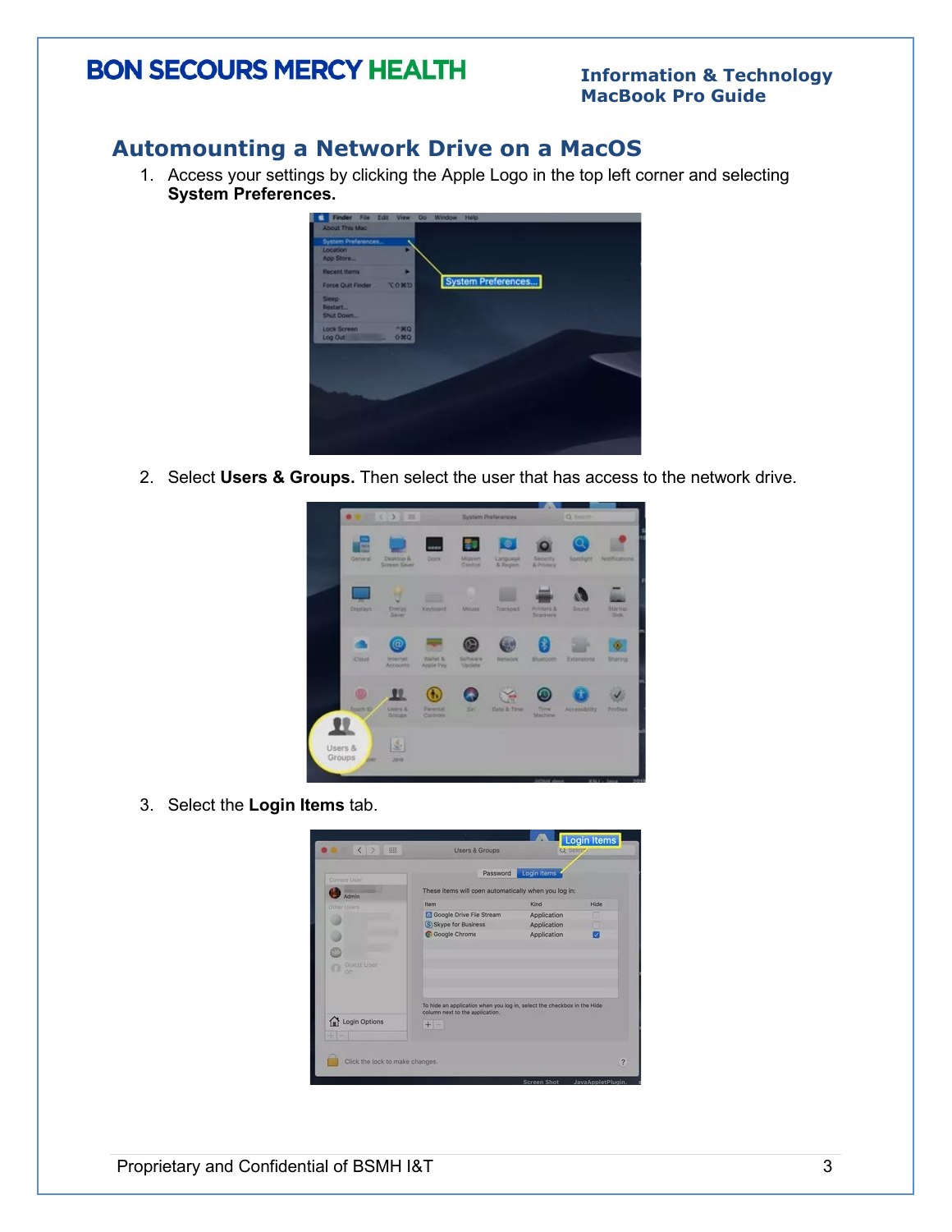## Automounting a Network Drive on a MacOS

1. Access your settings by clicking the Apple Logo in the top left corner and selecting **System Preferences.**

2. Select **Users & Groups.** Then select the user that has access to the network drive.

3. Select the **Login Items** tab.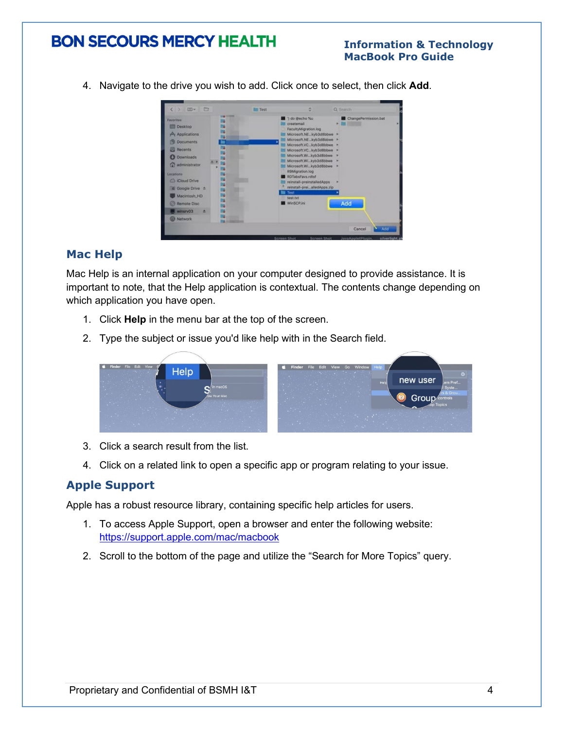4. Navigate to the drive you wish to add. Click once to select, then click **Add**.

## Mac Help

Mac Help is an internal application on your computer designed to provide assistance. It is important to note, that the Help application is contextual. The contents change depending on which application you have open.

1. Click **Help** in the menu bar at the top of the screen.
2. Type the subject or issue you'd like help with in the Search field.
3. Click a search result from the list.
4. Click on a related link to open a specific app or program relating to your issue.

## Apple Support

Apple has a robust resource library, containing specific help articles for users.

1. To access Apple Support, open a browser and enter the following website: https://support.apple.com/mac/macbook
2. Scroll to the bottom of the page and utilize the "Search for More Topics" query.